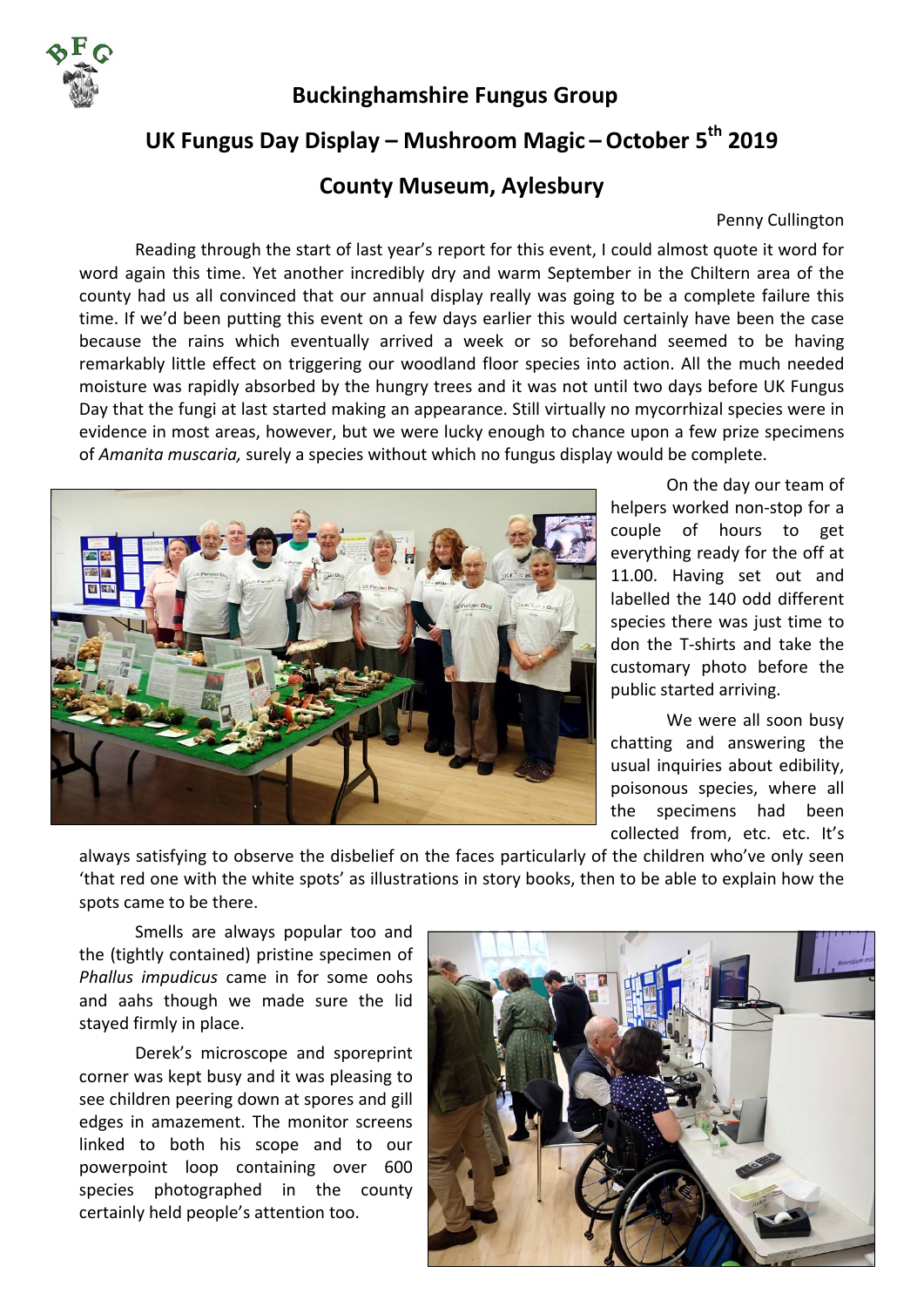# Buckinghamshire Fungus Group

## UK Fungus Day Display – Mushroom Magic – October 5th 2019

## County Museum, Aylesbury

Penny Cullington

Reading through the start of last year's report for this event, I could almost quote it word for word again this time. Yet another incredibly dry and warm September in the Chiltern area of the county had us all convinced that our annual display really was going to be a complete failure this time. If we'd been putting this event on a few days earlier this would certainly have been the case because the rains which eventually arrived a week or so beforehand seemed to be having remarkably little effect on triggering our woodland floor species into action. All the much needed moisture was rapidly absorbed by the hungry trees and it was not until two days before UK Fungus Day that the fungi at last started making an appearance. Still virtually no mycorrhizal species were in evidence in most areas, however, but we were lucky enough to chance upon a few prize specimens of *Amanita muscaria,* surely a species without which no fungus display would be complete.

On the day our team of helpers worked non-stop for a couple of hours to get everything ready for the off at 11.00. Having set out and labelled the 140 odd different species there was just time to don the T-shirts and take the customary photo before the public started arriving.

We were all soon busy chatting and answering the usual inquiries about edibility, poisonous species, where all the specimens had been collected from, etc. etc. It's always satisfying to observe the disbelief on the faces particularly of the children who've only seen 'that red one with the white spots' as illustrations in story books, then to be able to explain how the spots came to be there.

Smells are always popular too and the (tightly contained) pristine specimen of *Phallus impudicus* came in for some oohs and aahs though we made sure the lid stayed firmly in place.

Derek's microscope and sporeprint corner was kept busy and it was pleasing to see children peering down at spores and gill edges in amazement. The monitor screens linked to both his scope and to our powerpoint loop containing over 600 species photographed in the county certainly held people's attention too.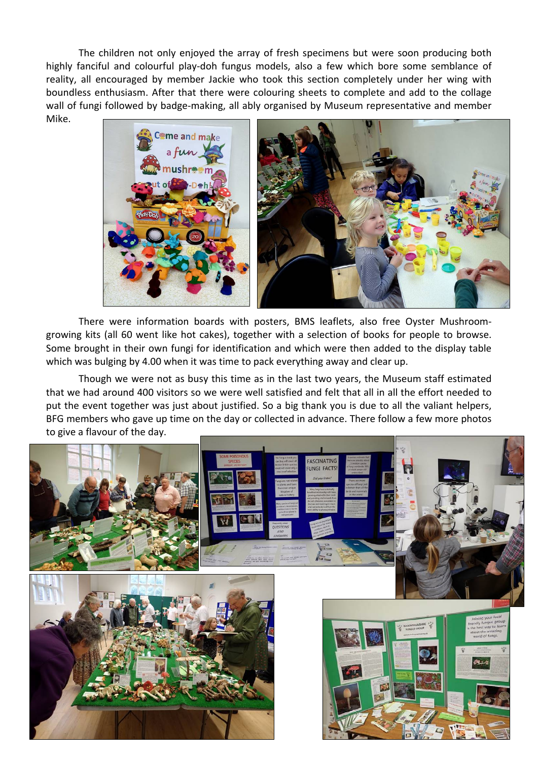The children not only enjoyed the array of fresh specimens but were soon producing both highly fanciful and colourful play-doh fungus models, also a few which bore some semblance of reality, all encouraged by member Jackie who took this section completely under her wing with boundless enthusiasm. After that there were colouring sheets to complete and add to the collage wall of fungi followed by badge-making, all ably organised by Museum representative and member Mike.

There were information boards with posters, BMS leaflets, also free Oyster Mushroom-growing kits (all 60 went like hot cakes), together with a selection of books for people to browse. Some brought in their own fungi for identification and which were then added to the display table which was bulging by 4.00 when it was time to pack everything away and clear up.

Though we were not as busy this time as in the last two years, the Museum staff estimated that we had around 400 visitors so we were well satisfied and felt that all in all the effort needed to put the event together was just about justified. So a big thank you is due to all the valiant helpers, BFG members who gave up time on the day or collected in advance. There follow a few more photos to give a flavour of the day.